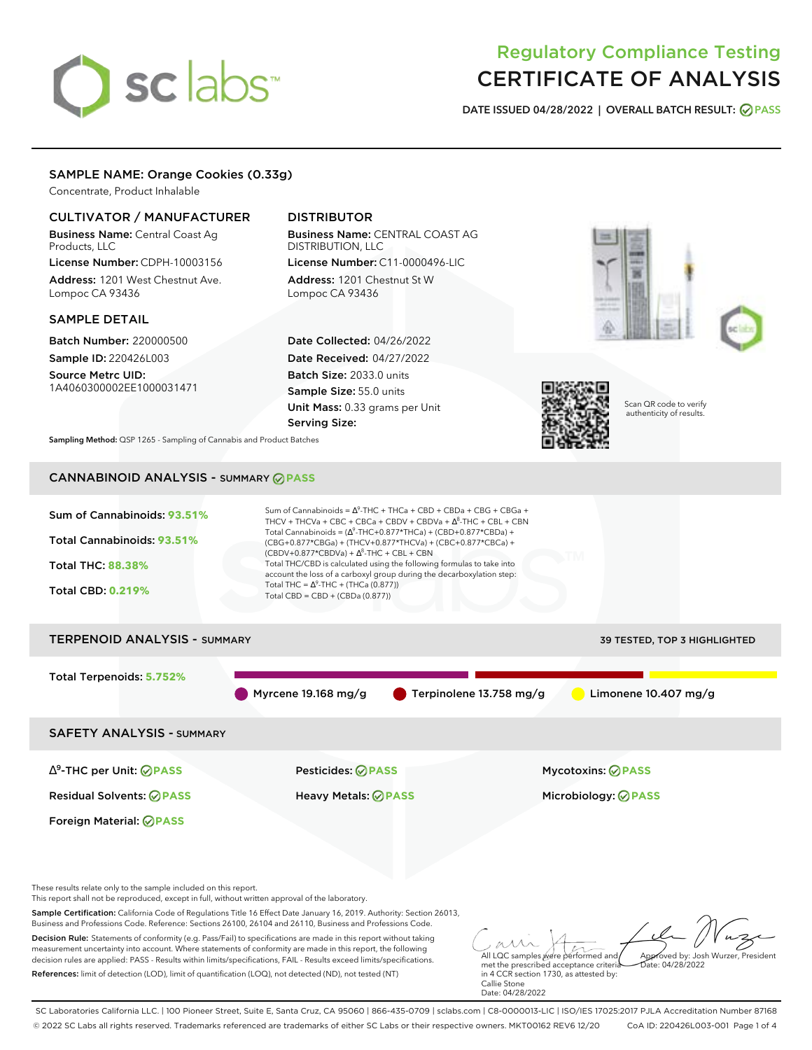# Regulatory Compliance Testing
# CERTIFICATE OF ANALYSIS

**DATE ISSUED 04/28/2022 | OVERALL BATCH RESULT: PASS**

## SAMPLE NAME: Orange Cookies (0.33g)

Concentrate, Product Inhalable

### CULTIVATOR / MANUFACTURER

**Business Name:** Central Coast Ag Products, LLC
**License Number:** CDPH-10003156
**Address:** 1201 West Chestnut Ave. Lompoc CA 93436

### DISTRIBUTOR

**Business Name:** CENTRAL COAST AG DISTRIBUTION, LLC
**License Number:** C11-0000496-LIC
**Address:** 1201 Chestnut St W Lompoc CA 93436

### SAMPLE DETAIL

**Batch Number:** 220000500
**Sample ID:** 220426L003
**Source Metrc UID:** 1A4060300002EE1000031471

**Date Collected:** 04/26/2022
**Date Received:** 04/27/2022
**Batch Size:** 2033.0 units
**Sample Size:** 55.0 units
**Unit Mass:** 0.33 grams per Unit
**Serving Size:**

Scan QR code to verify authenticity of results.

**Sampling Method:** QSP 1265 - Sampling of Cannabis and Product Batches

## CANNABINOID ANALYSIS - SUMMARY PASS

**Sum of Cannabinoids: 93.51%**
**Total Cannabinoids: 93.51%**
**Total THC: 88.38%**
**Total CBD: 0.219%**

Sum of Cannabinoids = $\Delta^9$-THC + THCa + CBD + CBDa + CBG + CBGa + THCV + THCVa + CBC + CBCa + CBDV + CBDVa + $\Delta^8$-THC + CBL + CBN

Total Cannabinoids = ($\Delta^9$-THC+0.877*THCa) + (CBD+0.877*CBDa) + (CBG+0.877*CBGa) + (THCV+0.877*THCVa) + (CBC+0.877*CBCa) + (CBDV+0.877*CBDVa) + $\Delta^8$-THC + CBL + CBN

Total THC/CBD is calculated using the following formulas to take into account the loss of a carboxyl group during the decarboxylation step:
Total THC = $\Delta^9$-THC + (THCa (0.877))
Total CBD = CBD + (CBDa (0.877))

## TERPENOID ANALYSIS - SUMMARY

39 TESTED, TOP 3 HIGHLIGHTED

**Total Terpenoids: 5.752%**

Myrcene 19.168 mg/g | Terpinolene 13.758 mg/g | Limonene 10.407 mg/g

## SAFETY ANALYSIS - SUMMARY

| | | |
|---|---|---|
| $\Delta^9$-THC per Unit: PASS | Pesticides: PASS | Mycotoxins: PASS |
| Residual Solvents: PASS | Heavy Metals: PASS | Microbiology: PASS |
| Foreign Material: PASS | | |

These results relate only to the sample included on this report.
This report shall not be reproduced, except in full, without written approval of the laboratory.

**Sample Certification:** California Code of Regulations Title 16 Effect Date January 16, 2019. Authority: Section 26013, Business and Professions Code. Reference: Sections 26100, 26104 and 26110, Business and Professions Code.

**Decision Rule:** Statements of conformity (e.g. Pass/Fail) to specifications are made in this report without taking measurement uncertainty into account. Where statements of conformity are made in this report, the following decision rules are applied: PASS - Results within limits/specifications, FAIL - Results exceed limits/specifications.

**References:** limit of detection (LOD), limit of quantification (LOQ), not detected (ND), not tested (NT)

All LQC samples were performed and met the prescribed acceptance criteria in 4 CCR section 1730, as attested by: Callie Stone
Date: 04/28/2022

Approved by: Josh Wurzer, President
Date: 04/28/2022

SC Laboratories California LLC. | 100 Pioneer Street, Suite E, Santa Cruz, CA 95060 | 866-435-0709 | sclabs.com | C8-0000013-LIC | ISO/IES 17025:2017 PJLA Accreditation Number 87168
© 2022 SC Labs all rights reserved. Trademarks referenced are trademarks of either SC Labs or their respective owners. MKT00162 REV6 12/20 CoA ID: 220426L003-001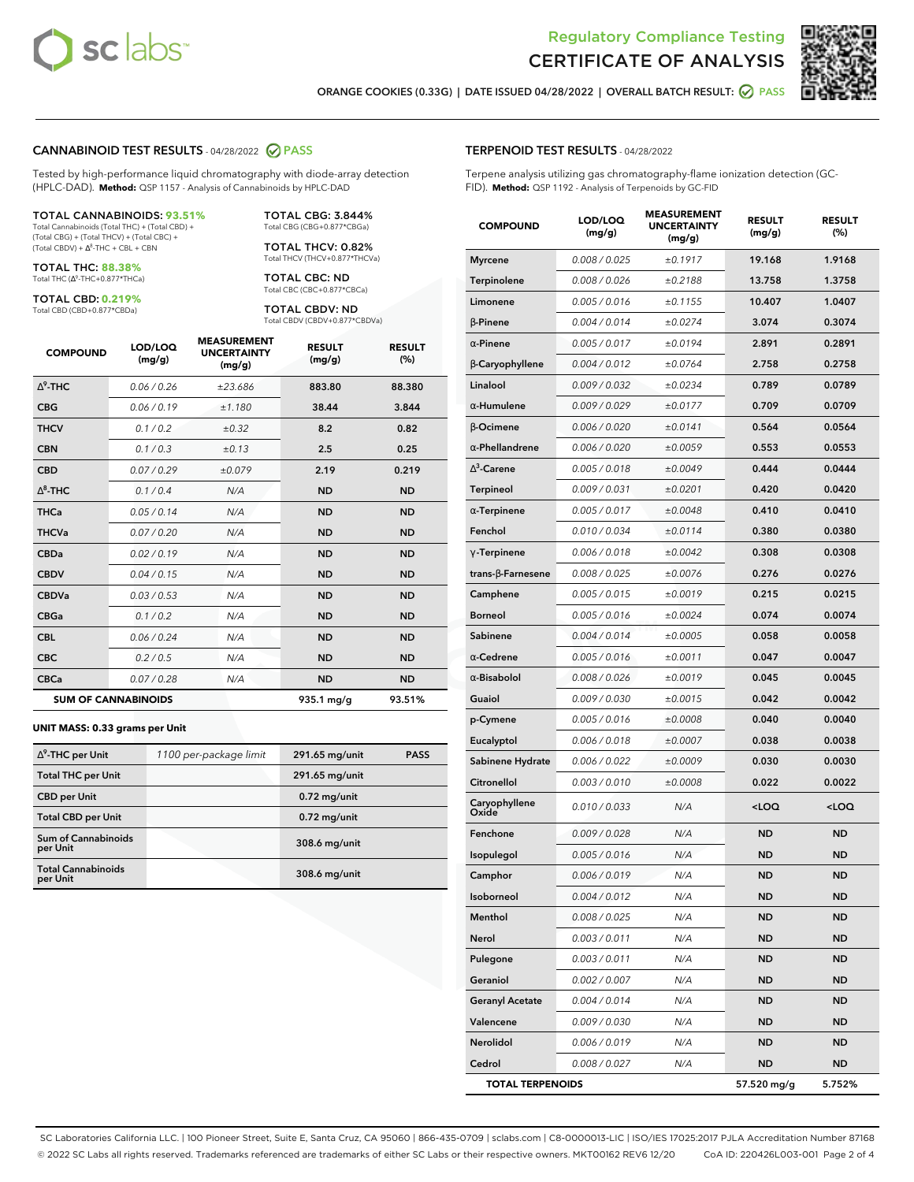# Regulatory Compliance Testing
# CERTIFICATE OF ANALYSIS

ORANGE COOKIES (0.33G) | DATE ISSUED 04/28/2022 | OVERALL BATCH RESULT: PASS

## CANNABINOID TEST RESULTS - 04/28/2022 PASS

Tested by high-performance liquid chromatography with diode-array detection (HPLC-DAD). **Method:** QSP 1157 - Analysis of Cannabinoids by HPLC-DAD

**TOTAL CANNABINOIDS: 93.51%**
Total Cannabinoids (Total THC) + (Total CBD) + (Total CBG) + (Total THCV) + (Total CBC) + (Total CBDV) + $\Delta^8$-THC + CBL + CBN

**TOTAL THC: 88.38%**
Total THC ($\Delta^9$-THC+0.877*THCa)

**TOTAL CBD: 0.219%**
Total CBD (CBD+0.877*CBDa)

**TOTAL CBG: 3.844%**
Total CBG (CBG+0.877*CBGa)

**TOTAL THCV: 0.82%**
Total THCV (THCV+0.877*THCVa)

**TOTAL CBC: ND**
Total CBC (CBC+0.877*CBCa)

**TOTAL CBDV: ND**
Total CBDV (CBDV+0.877*CBDVa)

| COMPOUND | LOD/LOQ (mg/g) | MEASUREMENT UNCERTAINTY (mg/g) | RESULT (mg/g) | RESULT (%) |
|---|---|---|---|---|
| $\Delta^9$-THC | 0.06 / 0.26 | ±23.686 | 883.80 | 88.380 |
| CBG | 0.06 / 0.19 | ±1.180 | 38.44 | 3.844 |
| THCV | 0.1 / 0.2 | ±0.32 | 8.2 | 0.82 |
| CBN | 0.1 / 0.3 | ±0.13 | 2.5 | 0.25 |
| CBD | 0.07 / 0.29 | ±0.079 | 2.19 | 0.219 |
| $\Delta^8$-THC | 0.1 / 0.4 | N/A | ND | ND |
| THCa | 0.05 / 0.14 | N/A | ND | ND |
| THCVa | 0.07 / 0.20 | N/A | ND | ND |
| CBDa | 0.02 / 0.19 | N/A | ND | ND |
| CBDV | 0.04 / 0.15 | N/A | ND | ND |
| CBDVa | 0.03 / 0.53 | N/A | ND | ND |
| CBGa | 0.1 / 0.2 | N/A | ND | ND |
| CBL | 0.06 / 0.24 | N/A | ND | ND |
| CBC | 0.2 / 0.5 | N/A | ND | ND |
| CBCa | 0.07 / 0.28 | N/A | ND | ND |
| **SUM OF CANNABINOIDS** | | | 935.1 mg/g | 93.51% |

**UNIT MASS: 0.33 grams per Unit**

| | | | |
|---|---|---|---|
| $\Delta^9$-THC per Unit | 1100 per-package limit | 291.65 mg/unit | PASS |
| Total THC per Unit | | 291.65 mg/unit | |
| CBD per Unit | | 0.72 mg/unit | |
| Total CBD per Unit | | 0.72 mg/unit | |
| Sum of Cannabinoids per Unit | | 308.6 mg/unit | |
| Total Cannabinoids per Unit | | 308.6 mg/unit | |

## TERPENOID TEST RESULTS - 04/28/2022

Terpene analysis utilizing gas chromatography-flame ionization detection (GC-FID). **Method:** QSP 1192 - Analysis of Terpenoids by GC-FID

| COMPOUND | LOD/LOQ (mg/g) | MEASUREMENT UNCERTAINTY (mg/g) | RESULT (mg/g) | RESULT (%) |
|---|---|---|---|---|
| Myrcene | 0.008 / 0.025 | ±0.1917 | 19.168 | 1.9168 |
| Terpinolene | 0.008 / 0.026 | ±0.2188 | 13.758 | 1.3758 |
| Limonene | 0.005 / 0.016 | ±0.1155 | 10.407 | 1.0407 |
| β-Pinene | 0.004 / 0.014 | ±0.0274 | 3.074 | 0.3074 |
| α-Pinene | 0.005 / 0.017 | ±0.0194 | 2.891 | 0.2891 |
| β-Caryophyllene | 0.004 / 0.012 | ±0.0764 | 2.758 | 0.2758 |
| Linalool | 0.009 / 0.032 | ±0.0234 | 0.789 | 0.0789 |
| α-Humulene | 0.009 / 0.029 | ±0.0177 | 0.709 | 0.0709 |
| β-Ocimene | 0.006 / 0.020 | ±0.0141 | 0.564 | 0.0564 |
| α-Phellandrene | 0.006 / 0.020 | ±0.0059 | 0.553 | 0.0553 |
| $\Delta^3$-Carene | 0.005 / 0.018 | ±0.0049 | 0.444 | 0.0444 |
| Terpineol | 0.009 / 0.031 | ±0.0201 | 0.420 | 0.0420 |
| α-Terpinene | 0.005 / 0.017 | ±0.0048 | 0.410 | 0.0410 |
| Fenchol | 0.010 / 0.034 | ±0.0114 | 0.380 | 0.0380 |
| γ-Terpinene | 0.006 / 0.018 | ±0.0042 | 0.308 | 0.0308 |
| trans-β-Farnesene | 0.008 / 0.025 | ±0.0076 | 0.276 | 0.0276 |
| Camphene | 0.005 / 0.015 | ±0.0019 | 0.215 | 0.0215 |
| Borneol | 0.005 / 0.016 | ±0.0024 | 0.074 | 0.0074 |
| Sabinene | 0.004 / 0.014 | ±0.0005 | 0.058 | 0.0058 |
| α-Cedrene | 0.005 / 0.016 | ±0.0011 | 0.047 | 0.0047 |
| α-Bisabolol | 0.008 / 0.026 | ±0.0019 | 0.045 | 0.0045 |
| Guaiol | 0.009 / 0.030 | ±0.0015 | 0.042 | 0.0042 |
| p-Cymene | 0.005 / 0.016 | ±0.0008 | 0.040 | 0.0040 |
| Eucalyptol | 0.006 / 0.018 | ±0.0007 | 0.038 | 0.0038 |
| Sabinene Hydrate | 0.006 / 0.022 | ±0.0009 | 0.030 | 0.0030 |
| Citronellol | 0.003 / 0.010 | ±0.0008 | 0.022 | 0.0022 |
| Caryophyllene Oxide | 0.010 / 0.033 | N/A | <LOQ | <LOQ |
| Fenchone | 0.009 / 0.028 | N/A | ND | ND |
| Isopulegol | 0.005 / 0.016 | N/A | ND | ND |
| Camphor | 0.006 / 0.019 | N/A | ND | ND |
| Isoborneol | 0.004 / 0.012 | N/A | ND | ND |
| Menthol | 0.008 / 0.025 | N/A | ND | ND |
| Nerol | 0.003 / 0.011 | N/A | ND | ND |
| Pulegone | 0.003 / 0.011 | N/A | ND | ND |
| Geraniol | 0.002 / 0.007 | N/A | ND | ND |
| Geranyl Acetate | 0.004 / 0.014 | N/A | ND | ND |
| Valencene | 0.009 / 0.030 | N/A | ND | ND |
| Nerolidol | 0.006 / 0.019 | N/A | ND | ND |
| Cedrol | 0.008 / 0.027 | N/A | ND | ND |
| **TOTAL TERPENOIDS** | | | 57.520 mg/g | 5.752% |

SC Laboratories California LLC. | 100 Pioneer Street, Suite E, Santa Cruz, CA 95060 | 866-435-0709 | sclabs.com | C8-0000013-LIC | ISO/IES 17025:2017 PJLA Accreditation Number 87168
© 2022 SC Labs all rights reserved. Trademarks referenced are trademarks of either SC Labs or their respective owners. MKT00162 REV6 12/20 CoA ID: 220426L003-001